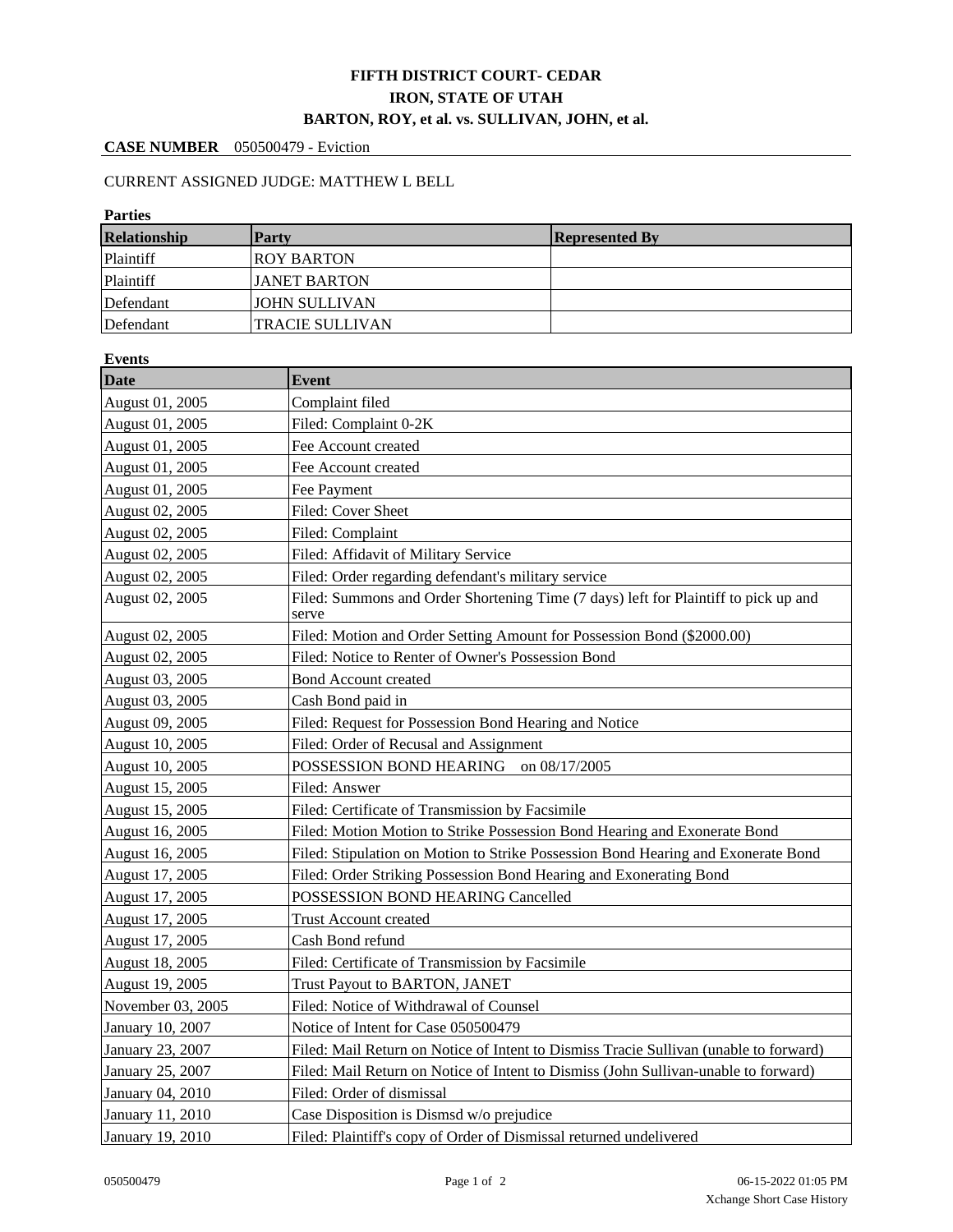# FIFTH DISTRICT COURT- CEDAR
# IRON, STATE OF UTAH
# BARTON, ROY, et al. vs. SULLIVAN, JOHN, et al.

**CASE NUMBER** 050500479 - Eviction

CURRENT ASSIGNED JUDGE: MATTHEW L BELL

**Parties**

| Relationship | Party | Represented By |
|---|---|---|
| Plaintiff | ROY BARTON | |
| Plaintiff | JANET BARTON | |
| Defendant | JOHN SULLIVAN | |
| Defendant | TRACIE SULLIVAN | |

**Events**

| Date | Event |
|---|---|
| August 01, 2005 | Complaint filed |
| August 01, 2005 | Filed: Complaint 0-2K |
| August 01, 2005 | Fee Account created |
| August 01, 2005 | Fee Account created |
| August 01, 2005 | Fee Payment |
| August 02, 2005 | Filed: Cover Sheet |
| August 02, 2005 | Filed: Complaint |
| August 02, 2005 | Filed: Affidavit of Military Service |
| August 02, 2005 | Filed: Order regarding defendant's military service |
| August 02, 2005 | Filed: Summons and Order Shortening Time (7 days) left for Plaintiff to pick up and serve |
| August 02, 2005 | Filed: Motion and Order Setting Amount for Possession Bond ($2000.00) |
| August 02, 2005 | Filed: Notice to Renter of Owner's Possession Bond |
| August 03, 2005 | Bond Account created |
| August 03, 2005 | Cash Bond paid in |
| August 09, 2005 | Filed: Request for Possession Bond Hearing and Notice |
| August 10, 2005 | Filed: Order of Recusal and Assignment |
| August 10, 2005 | POSSESSION BOND HEARING on 08/17/2005 |
| August 15, 2005 | Filed: Answer |
| August 15, 2005 | Filed: Certificate of Transmission by Facsimile |
| August 16, 2005 | Filed: Motion Motion to Strike Possession Bond Hearing and Exonerate Bond |
| August 16, 2005 | Filed: Stipulation on Motion to Strike Possession Bond Hearing and Exonerate Bond |
| August 17, 2005 | Filed: Order Striking Possession Bond Hearing and Exonerating Bond |
| August 17, 2005 | POSSESSION BOND HEARING Cancelled |
| August 17, 2005 | Trust Account created |
| August 17, 2005 | Cash Bond refund |
| August 18, 2005 | Filed: Certificate of Transmission by Facsimile |
| August 19, 2005 | Trust Payout to BARTON, JANET |
| November 03, 2005 | Filed: Notice of Withdrawal of Counsel |
| January 10, 2007 | Notice of Intent for Case 050500479 |
| January 23, 2007 | Filed: Mail Return on Notice of Intent to Dismiss Tracie Sullivan (unable to forward) |
| January 25, 2007 | Filed: Mail Return on Notice of Intent to Dismiss (John Sullivan-unable to forward) |
| January 04, 2010 | Filed: Order of dismissal |
| January 11, 2010 | Case Disposition is Dismsd w/o prejudice |
| January 19, 2010 | Filed: Plaintiff's copy of Order of Dismissal returned undelivered |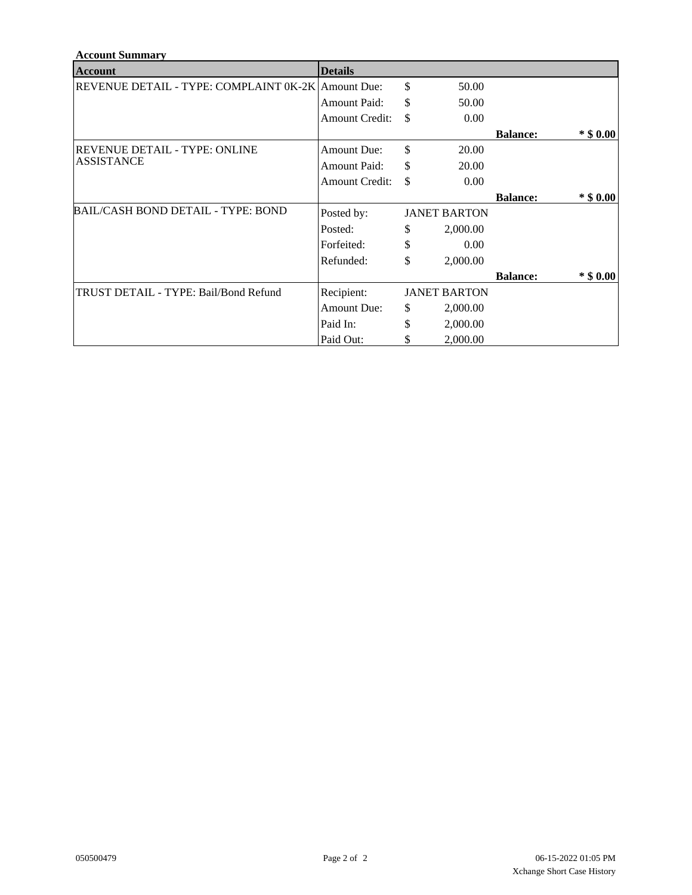**Account Summary**

| Account | Details | | | | |
|---|---|---|---|---|---|
| REVENUE DETAIL - TYPE: COMPLAINT 0K-2K | Amount Due: | $ | 50.00 | | |
| | Amount Paid: | $ | 50.00 | | |
| | Amount Credit: | $ | 0.00 | | |
| | | | | **Balance:** | *** $ 0.00** |
| REVENUE DETAIL - TYPE: ONLINE ASSISTANCE | Amount Due: | $ | 20.00 | | |
| | Amount Paid: | $ | 20.00 | | |
| | Amount Credit: | $ | 0.00 | | |
| | | | | **Balance:** | *** $ 0.00** |
| BAIL/CASH BOND DETAIL - TYPE: BOND | Posted by: | JANET BARTON | | | |
| | Posted: | $ | 2,000.00 | | |
| | Forfeited: | $ | 0.00 | | |
| | Refunded: | $ | 2,000.00 | | |
| | | | | **Balance:** | *** $ 0.00** |
| TRUST DETAIL - TYPE: Bail/Bond Refund | Recipient: | JANET BARTON | | | |
| | Amount Due: | $ | 2,000.00 | | |
| | Paid In: | $ | 2,000.00 | | |
| | Paid Out: | $ | 2,000.00 | | |

050500479

06-15-2022 01:05 PM

Xchange Short Case History